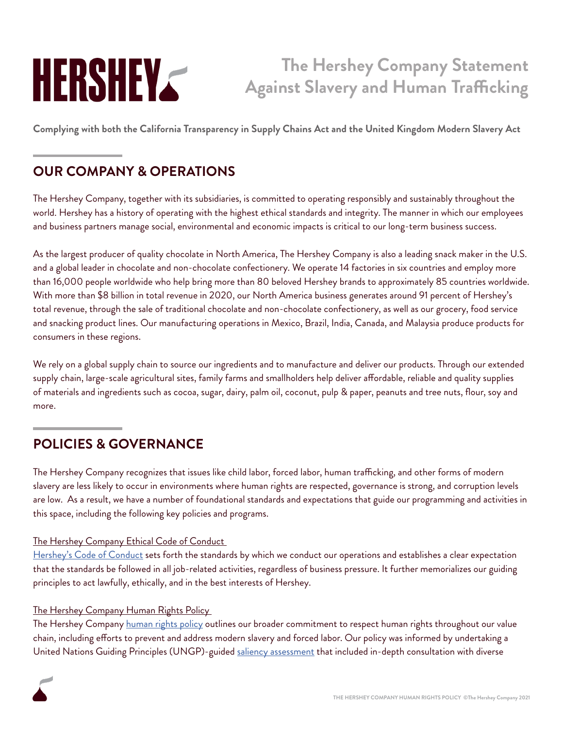# The Hershey Company Statement Against Slavery and Human Trafficking

**Complying with both the California Transparency in Supply Chains Act and the United Kingdom Modern Slavery Act**

## OUR COMPANY & OPERATIONS

The Hershey Company, together with its subsidiaries, is committed to operating responsibly and sustainably throughout the world. Hershey has a history of operating with the highest ethical standards and integrity. The manner in which our employees and business partners manage social, environmental and economic impacts is critical to our long-term business success.

As the largest producer of quality chocolate in North America, The Hershey Company is also a leading snack maker in the U.S. and a global leader in chocolate and non-chocolate confectionery. We operate 14 factories in six countries and employ more than 16,000 people worldwide who help bring more than 80 beloved Hershey brands to approximately 85 countries worldwide. With more than $8 billion in total revenue in 2020, our North America business generates around 91 percent of Hershey's total revenue, through the sale of traditional chocolate and non-chocolate confectionery, as well as our grocery, food service and snacking product lines. Our manufacturing operations in Mexico, Brazil, India, Canada, and Malaysia produce products for consumers in these regions.

We rely on a global supply chain to source our ingredients and to manufacture and deliver our products. Through our extended supply chain, large-scale agricultural sites, family farms and smallholders help deliver affordable, reliable and quality supplies of materials and ingredients such as cocoa, sugar, dairy, palm oil, coconut, pulp & paper, peanuts and tree nuts, flour, soy and more.

## POLICIES & GOVERNANCE

The Hershey Company recognizes that issues like child labor, forced labor, human trafficking, and other forms of modern slavery are less likely to occur in environments where human rights are respected, governance is strong, and corruption levels are low. As a result, we have a number of foundational standards and expectations that guide our programming and activities in this space, including the following key policies and programs.

The Hershey Company Ethical Code of Conduct

Hershey's Code of Conduct sets forth the standards by which we conduct our operations and establishes a clear expectation that the standards be followed in all job-related activities, regardless of business pressure. It further memorializes our guiding principles to act lawfully, ethically, and in the best interests of Hershey.

The Hershey Company Human Rights Policy

The Hershey Company human rights policy outlines our broader commitment to respect human rights throughout our value chain, including efforts to prevent and address modern slavery and forced labor. Our policy was informed by undertaking a United Nations Guiding Principles (UNGP)-guided saliency assessment that included in-depth consultation with diverse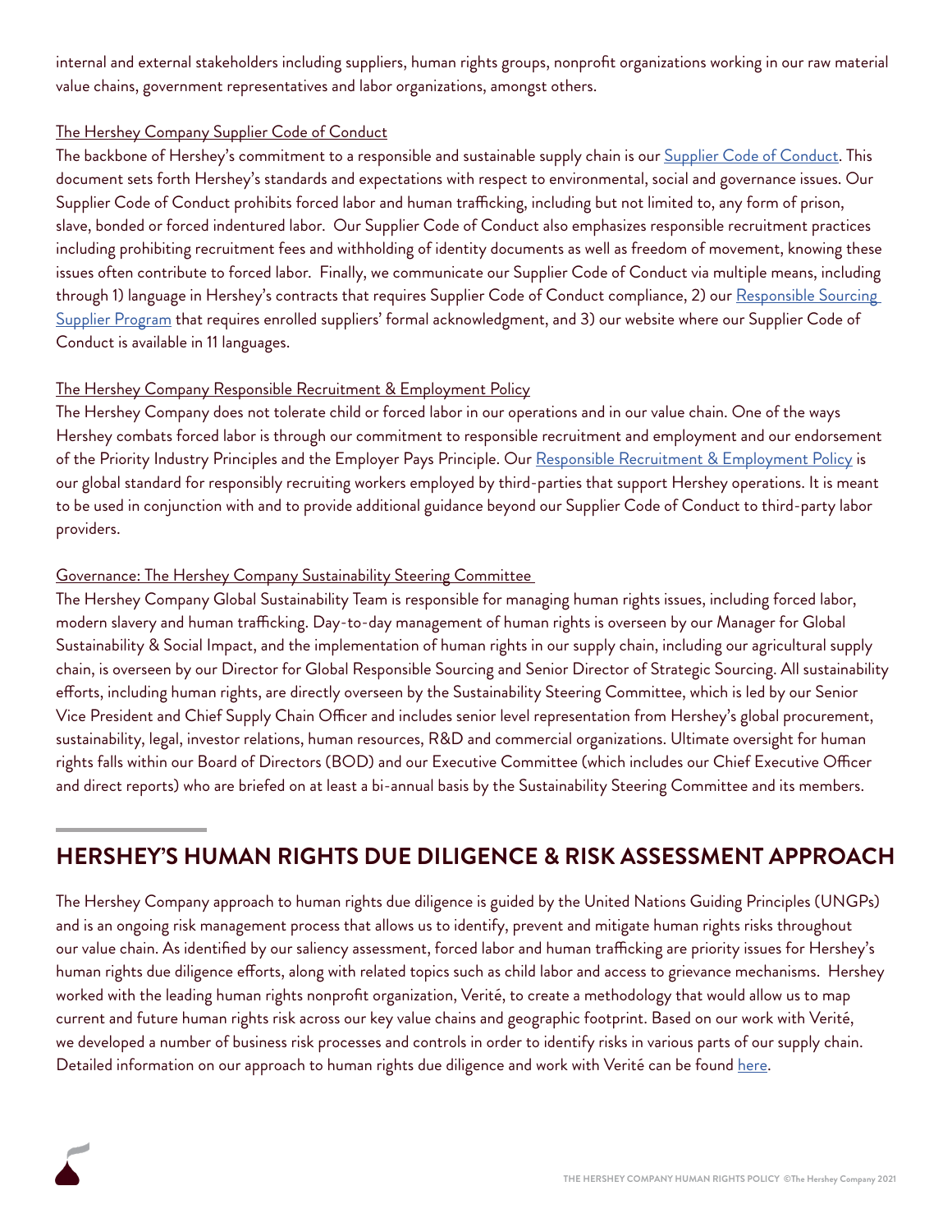internal and external stakeholders including suppliers, human rights groups, nonprofit organizations working in our raw material value chains, government representatives and labor organizations, amongst others.

The Hershey Company Supplier Code of Conduct

The backbone of Hershey's commitment to a responsible and sustainable supply chain is our Supplier Code of Conduct. This document sets forth Hershey's standards and expectations with respect to environmental, social and governance issues. Our Supplier Code of Conduct prohibits forced labor and human trafficking, including but not limited to, any form of prison, slave, bonded or forced indentured labor. Our Supplier Code of Conduct also emphasizes responsible recruitment practices including prohibiting recruitment fees and withholding of identity documents as well as freedom of movement, knowing these issues often contribute to forced labor. Finally, we communicate our Supplier Code of Conduct via multiple means, including through 1) language in Hershey's contracts that requires Supplier Code of Conduct compliance, 2) our Responsible Sourcing Supplier Program that requires enrolled suppliers' formal acknowledgment, and 3) our website where our Supplier Code of Conduct is available in 11 languages.

The Hershey Company Responsible Recruitment & Employment Policy

The Hershey Company does not tolerate child or forced labor in our operations and in our value chain. One of the ways Hershey combats forced labor is through our commitment to responsible recruitment and employment and our endorsement of the Priority Industry Principles and the Employer Pays Principle. Our Responsible Recruitment & Employment Policy is our global standard for responsibly recruiting workers employed by third-parties that support Hershey operations. It is meant to be used in conjunction with and to provide additional guidance beyond our Supplier Code of Conduct to third-party labor providers.

Governance: The Hershey Company Sustainability Steering Committee

The Hershey Company Global Sustainability Team is responsible for managing human rights issues, including forced labor, modern slavery and human trafficking. Day-to-day management of human rights is overseen by our Manager for Global Sustainability & Social Impact, and the implementation of human rights in our supply chain, including our agricultural supply chain, is overseen by our Director for Global Responsible Sourcing and Senior Director of Strategic Sourcing. All sustainability efforts, including human rights, are directly overseen by the Sustainability Steering Committee, which is led by our Senior Vice President and Chief Supply Chain Officer and includes senior level representation from Hershey's global procurement, sustainability, legal, investor relations, human resources, R&D and commercial organizations. Ultimate oversight for human rights falls within our Board of Directors (BOD) and our Executive Committee (which includes our Chief Executive Officer and direct reports) who are briefed on at least a bi-annual basis by the Sustainability Steering Committee and its members.

## HERSHEY'S HUMAN RIGHTS DUE DILIGENCE & RISK ASSESSMENT APPROACH

The Hershey Company approach to human rights due diligence is guided by the United Nations Guiding Principles (UNGPs) and is an ongoing risk management process that allows us to identify, prevent and mitigate human rights risks throughout our value chain. As identified by our saliency assessment, forced labor and human trafficking are priority issues for Hershey's human rights due diligence efforts, along with related topics such as child labor and access to grievance mechanisms. Hershey worked with the leading human rights nonprofit organization, Verité, to create a methodology that would allow us to map current and future human rights risk across our key value chains and geographic footprint. Based on our work with Verité, we developed a number of business risk processes and controls in order to identify risks in various parts of our supply chain. Detailed information on our approach to human rights due diligence and work with Verité can be found here.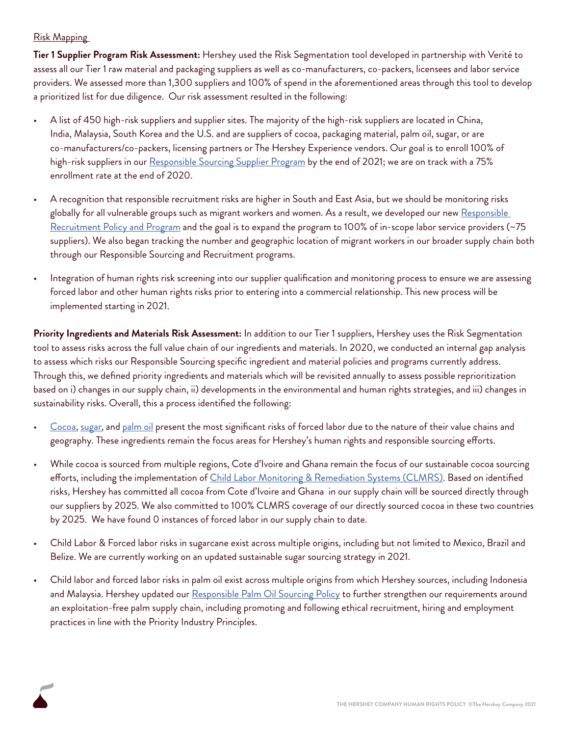Risk Mapping

**Tier 1 Supplier Program Risk Assessment:** Hershey used the Risk Segmentation tool developed in partnership with Verité to assess all our Tier 1 raw material and packaging suppliers as well as co-manufacturers, co-packers, licensees and labor service providers. We assessed more than 1,300 suppliers and 100% of spend in the aforementioned areas through this tool to develop a prioritized list for due diligence. Our risk assessment resulted in the following:

- A list of 450 high-risk suppliers and supplier sites. The majority of the high-risk suppliers are located in China, India, Malaysia, South Korea and the U.S. and are suppliers of cocoa, packaging material, palm oil, sugar, or are co-manufacturers/co-packers, licensing partners or The Hershey Experience vendors. Our goal is to enroll 100% of high-risk suppliers in our Responsible Sourcing Supplier Program by the end of 2021; we are on track with a 75% enrollment rate at the end of 2020.
- A recognition that responsible recruitment risks are higher in South and East Asia, but we should be monitoring risks globally for all vulnerable groups such as migrant workers and women. As a result, we developed our new Responsible Recruitment Policy and Program and the goal is to expand the program to 100% of in-scope labor service providers (~75 suppliers). We also began tracking the number and geographic location of migrant workers in our broader supply chain both through our Responsible Sourcing and Recruitment programs.
- Integration of human rights risk screening into our supplier qualification and monitoring process to ensure we are assessing forced labor and other human rights risks prior to entering into a commercial relationship. This new process will be implemented starting in 2021.

**Priority Ingredients and Materials Risk Assessment:** In addition to our Tier 1 suppliers, Hershey uses the Risk Segmentation tool to assess risks across the full value chain of our ingredients and materials. In 2020, we conducted an internal gap analysis to assess which risks our Responsible Sourcing specific ingredient and material policies and programs currently address. Through this, we defined priority ingredients and materials which will be revisited annually to assess possible reprioritization based on i) changes in our supply chain, ii) developments in the environmental and human rights strategies, and iii) changes in sustainability risks. Overall, this a process identified the following:

- Cocoa, sugar, and palm oil present the most significant risks of forced labor due to the nature of their value chains and geography. These ingredients remain the focus areas for Hershey's human rights and responsible sourcing efforts.
- While cocoa is sourced from multiple regions, Cote d'Ivoire and Ghana remain the focus of our sustainable cocoa sourcing efforts, including the implementation of Child Labor Monitoring & Remediation Systems (CLMRS). Based on identified risks, Hershey has committed all cocoa from Cote d'Ivoire and Ghana in our supply chain will be sourced directly through our suppliers by 2025. We also committed to 100% CLMRS coverage of our directly sourced cocoa in these two countries by 2025. We have found 0 instances of forced labor in our supply chain to date.
- Child Labor & Forced labor risks in sugarcane exist across multiple origins, including but not limited to Mexico, Brazil and Belize. We are currently working on an updated sustainable sugar sourcing strategy in 2021.
- Child labor and forced labor risks in palm oil exist across multiple origins from which Hershey sources, including Indonesia and Malaysia. Hershey updated our Responsible Palm Oil Sourcing Policy to further strengthen our requirements around an exploitation-free palm supply chain, including promoting and following ethical recruitment, hiring and employment practices in line with the Priority Industry Principles.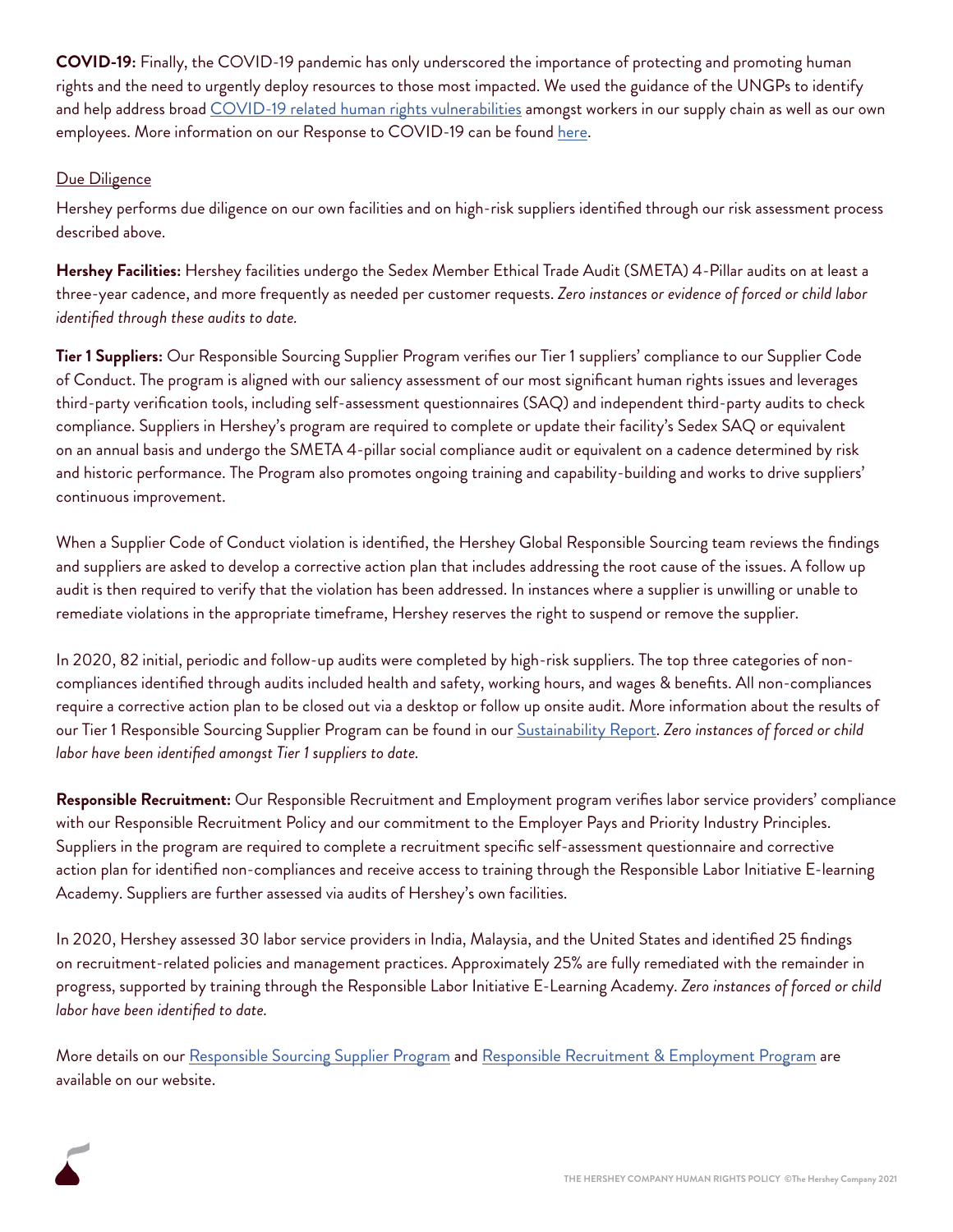**COVID-19:** Finally, the COVID-19 pandemic has only underscored the importance of protecting and promoting human rights and the need to urgently deploy resources to those most impacted. We used the guidance of the UNGPs to identify and help address broad COVID-19 related human rights vulnerabilities amongst workers in our supply chain as well as our own employees. More information on our Response to COVID-19 can be found here.

## Due Diligence

Hershey performs due diligence on our own facilities and on high-risk suppliers identified through our risk assessment process described above.

**Hershey Facilities:** Hershey facilities undergo the Sedex Member Ethical Trade Audit (SMETA) 4-Pillar audits on at least a three-year cadence, and more frequently as needed per customer requests. *Zero instances or evidence of forced or child labor identified through these audits to date.*

**Tier 1 Suppliers:** Our Responsible Sourcing Supplier Program verifies our Tier 1 suppliers' compliance to our Supplier Code of Conduct. The program is aligned with our saliency assessment of our most significant human rights issues and leverages third-party verification tools, including self-assessment questionnaires (SAQ) and independent third-party audits to check compliance. Suppliers in Hershey's program are required to complete or update their facility's Sedex SAQ or equivalent on an annual basis and undergo the SMETA 4-pillar social compliance audit or equivalent on a cadence determined by risk and historic performance. The Program also promotes ongoing training and capability-building and works to drive suppliers' continuous improvement.

When a Supplier Code of Conduct violation is identified, the Hershey Global Responsible Sourcing team reviews the findings and suppliers are asked to develop a corrective action plan that includes addressing the root cause of the issues. A follow up audit is then required to verify that the violation has been addressed. In instances where a supplier is unwilling or unable to remediate violations in the appropriate timeframe, Hershey reserves the right to suspend or remove the supplier.

In 2020, 82 initial, periodic and follow-up audits were completed by high-risk suppliers. The top three categories of non-compliances identified through audits included health and safety, working hours, and wages & benefits. All non-compliances require a corrective action plan to be closed out via a desktop or follow up onsite audit. More information about the results of our Tier 1 Responsible Sourcing Supplier Program can be found in our Sustainability Report. *Zero instances of forced or child labor have been identified amongst Tier 1 suppliers to date.*

**Responsible Recruitment:** Our Responsible Recruitment and Employment program verifies labor service providers' compliance with our Responsible Recruitment Policy and our commitment to the Employer Pays and Priority Industry Principles. Suppliers in the program are required to complete a recruitment specific self-assessment questionnaire and corrective action plan for identified non-compliances and receive access to training through the Responsible Labor Initiative E-learning Academy. Suppliers are further assessed via audits of Hershey's own facilities.

In 2020, Hershey assessed 30 labor service providers in India, Malaysia, and the United States and identified 25 findings on recruitment-related policies and management practices. Approximately 25% are fully remediated with the remainder in progress, supported by training through the Responsible Labor Initiative E-Learning Academy. *Zero instances of forced or child labor have been identified to date.*

More details on our Responsible Sourcing Supplier Program and Responsible Recruitment & Employment Program are available on our website.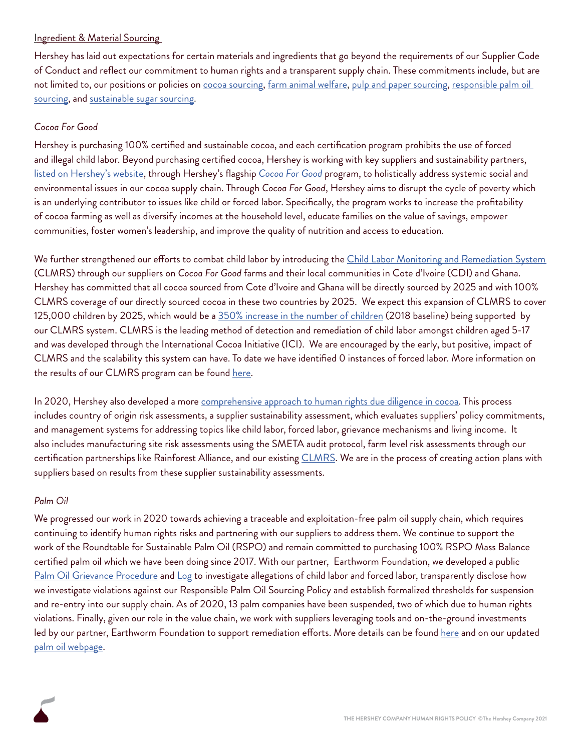## Ingredient & Material Sourcing

Hershey has laid out expectations for certain materials and ingredients that go beyond the requirements of our Supplier Code of Conduct and reflect our commitment to human rights and a transparent supply chain. These commitments include, but are not limited to, our positions or policies on cocoa sourcing, farm animal welfare, pulp and paper sourcing, responsible palm oil sourcing, and sustainable sugar sourcing.

### *Cocoa For Good*

Hershey is purchasing 100% certified and sustainable cocoa, and each certification program prohibits the use of forced and illegal child labor. Beyond purchasing certified cocoa, Hershey is working with key suppliers and sustainability partners, listed on Hershey's website, through Hershey's flagship *Cocoa For Good* program, to holistically address systemic social and environmental issues in our cocoa supply chain. Through *Cocoa For Good*, Hershey aims to disrupt the cycle of poverty which is an underlying contributor to issues like child or forced labor. Specifically, the program works to increase the profitability of cocoa farming as well as diversify incomes at the household level, educate families on the value of savings, empower communities, foster women's leadership, and improve the quality of nutrition and access to education.

We further strengthened our efforts to combat child labor by introducing the Child Labor Monitoring and Remediation System (CLMRS) through our suppliers on *Cocoa For Good* farms and their local communities in Cote d'Ivoire (CDI) and Ghana. Hershey has committed that all cocoa sourced from Cote d'Ivoire and Ghana will be directly sourced by 2025 and with 100% CLMRS coverage of our directly sourced cocoa in these two countries by 2025. We expect this expansion of CLMRS to cover 125,000 children by 2025, which would be a 350% increase in the number of children (2018 baseline) being supported by our CLMRS system. CLMRS is the leading method of detection and remediation of child labor amongst children aged 5-17 and was developed through the International Cocoa Initiative (ICI). We are encouraged by the early, but positive, impact of CLMRS and the scalability this system can have. To date we have identified 0 instances of forced labor. More information on the results of our CLMRS program can be found here.

In 2020, Hershey also developed a more comprehensive approach to human rights due diligence in cocoa. This process includes country of origin risk assessments, a supplier sustainability assessment, which evaluates suppliers' policy commitments, and management systems for addressing topics like child labor, forced labor, grievance mechanisms and living income. It also includes manufacturing site risk assessments using the SMETA audit protocol, farm level risk assessments through our certification partnerships like Rainforest Alliance, and our existing CLMRS. We are in the process of creating action plans with suppliers based on results from these supplier sustainability assessments.

### *Palm Oil*

We progressed our work in 2020 towards achieving a traceable and exploitation-free palm oil supply chain, which requires continuing to identify human rights risks and partnering with our suppliers to address them. We continue to support the work of the Roundtable for Sustainable Palm Oil (RSPO) and remain committed to purchasing 100% RSPO Mass Balance certified palm oil which we have been doing since 2017. With our partner, Earthworm Foundation, we developed a public Palm Oil Grievance Procedure and Log to investigate allegations of child labor and forced labor, transparently disclose how we investigate violations against our Responsible Palm Oil Sourcing Policy and establish formalized thresholds for suspension and re-entry into our supply chain. As of 2020, 13 palm companies have been suspended, two of which due to human rights violations. Finally, given our role in the value chain, we work with suppliers leveraging tools and on-the-ground investments led by our partner, Earthworm Foundation to support remediation efforts. More details can be found here and on our updated palm oil webpage.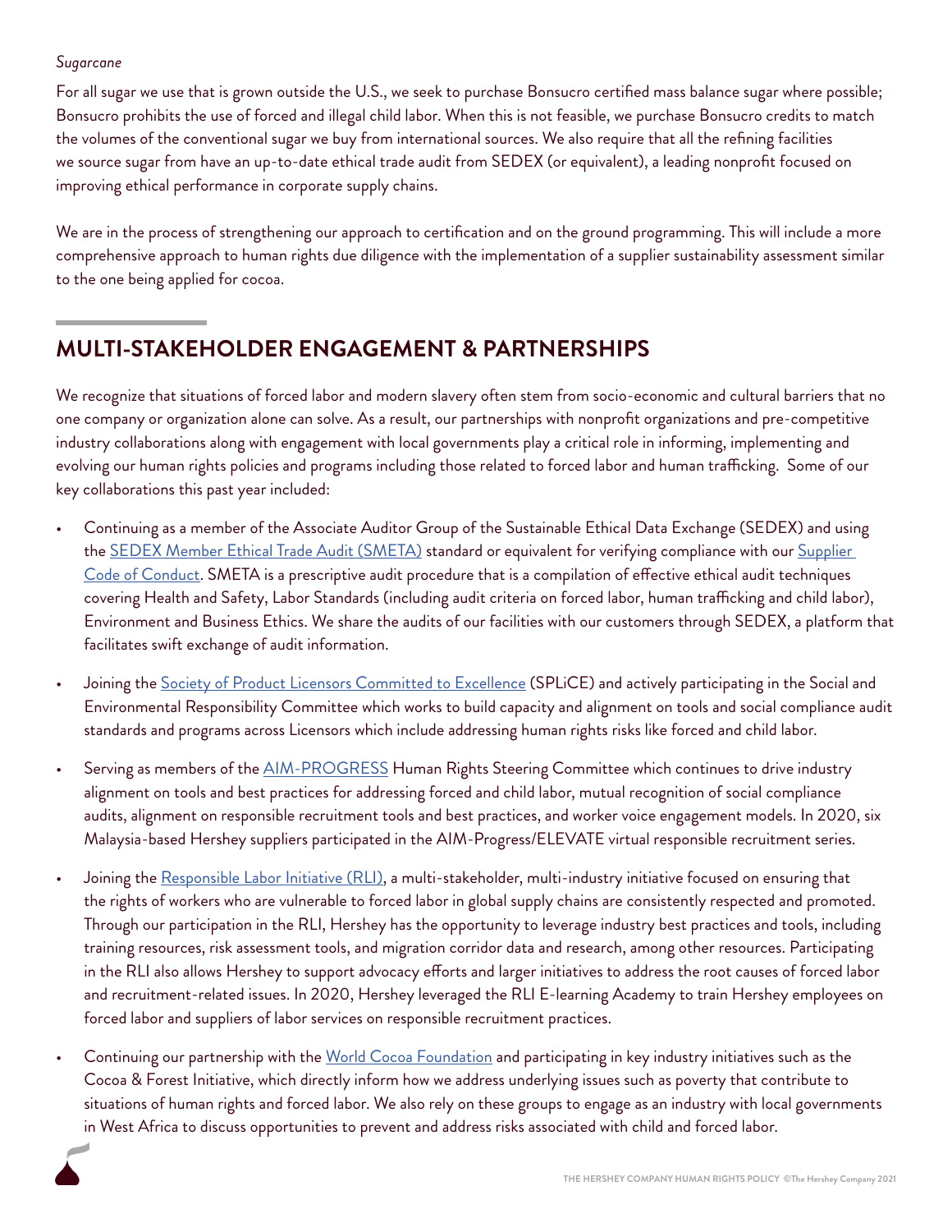*Sugarcane*

For all sugar we use that is grown outside the U.S., we seek to purchase Bonsucro certified mass balance sugar where possible; Bonsucro prohibits the use of forced and illegal child labor. When this is not feasible, we purchase Bonsucro credits to match the volumes of the conventional sugar we buy from international sources. We also require that all the refining facilities we source sugar from have an up-to-date ethical trade audit from SEDEX (or equivalent), a leading nonprofit focused on improving ethical performance in corporate supply chains.

We are in the process of strengthening our approach to certification and on the ground programming. This will include a more comprehensive approach to human rights due diligence with the implementation of a supplier sustainability assessment similar to the one being applied for cocoa.

## MULTI-STAKEHOLDER ENGAGEMENT & PARTNERSHIPS

We recognize that situations of forced labor and modern slavery often stem from socio-economic and cultural barriers that no one company or organization alone can solve. As a result, our partnerships with nonprofit organizations and pre-competitive industry collaborations along with engagement with local governments play a critical role in informing, implementing and evolving our human rights policies and programs including those related to forced labor and human trafficking. Some of our key collaborations this past year included:

- Continuing as a member of the Associate Auditor Group of the Sustainable Ethical Data Exchange (SEDEX) and using the SEDEX Member Ethical Trade Audit (SMETA) standard or equivalent for verifying compliance with our Supplier Code of Conduct. SMETA is a prescriptive audit procedure that is a compilation of effective ethical audit techniques covering Health and Safety, Labor Standards (including audit criteria on forced labor, human trafficking and child labor), Environment and Business Ethics. We share the audits of our facilities with our customers through SEDEX, a platform that facilitates swift exchange of audit information.
- Joining the Society of Product Licensors Committed to Excellence (SPLiCE) and actively participating in the Social and Environmental Responsibility Committee which works to build capacity and alignment on tools and social compliance audit standards and programs across Licensors which include addressing human rights risks like forced and child labor.
- Serving as members of the AIM-PROGRESS Human Rights Steering Committee which continues to drive industry alignment on tools and best practices for addressing forced and child labor, mutual recognition of social compliance audits, alignment on responsible recruitment tools and best practices, and worker voice engagement models. In 2020, six Malaysia-based Hershey suppliers participated in the AIM-Progress/ELEVATE virtual responsible recruitment series.
- Joining the Responsible Labor Initiative (RLI), a multi-stakeholder, multi-industry initiative focused on ensuring that the rights of workers who are vulnerable to forced labor in global supply chains are consistently respected and promoted. Through our participation in the RLI, Hershey has the opportunity to leverage industry best practices and tools, including training resources, risk assessment tools, and migration corridor data and research, among other resources. Participating in the RLI also allows Hershey to support advocacy efforts and larger initiatives to address the root causes of forced labor and recruitment-related issues. In 2020, Hershey leveraged the RLI E-learning Academy to train Hershey employees on forced labor and suppliers of labor services on responsible recruitment practices.
- Continuing our partnership with the World Cocoa Foundation and participating in key industry initiatives such as the Cocoa & Forest Initiative, which directly inform how we address underlying issues such as poverty that contribute to situations of human rights and forced labor. We also rely on these groups to engage as an industry with local governments in West Africa to discuss opportunities to prevent and address risks associated with child and forced labor.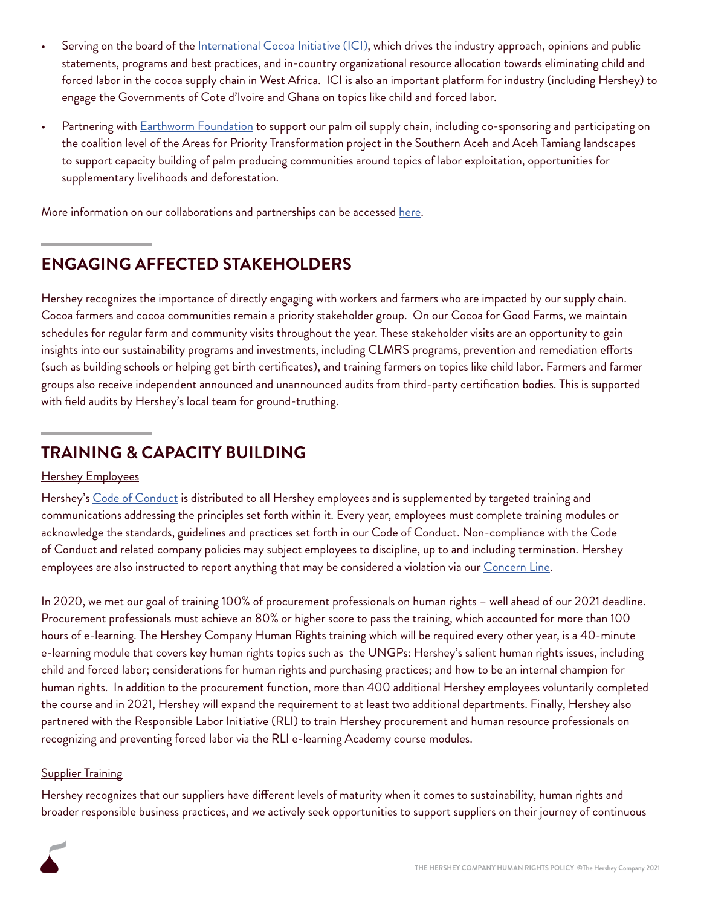- Serving on the board of the International Cocoa Initiative (ICI), which drives the industry approach, opinions and public statements, programs and best practices, and in-country organizational resource allocation towards eliminating child and forced labor in the cocoa supply chain in West Africa. ICI is also an important platform for industry (including Hershey) to engage the Governments of Cote d'Ivoire and Ghana on topics like child and forced labor.
- Partnering with Earthworm Foundation to support our palm oil supply chain, including co-sponsoring and participating on the coalition level of the Areas for Priority Transformation project in the Southern Aceh and Aceh Tamiang landscapes to support capacity building of palm producing communities around topics of labor exploitation, opportunities for supplementary livelihoods and deforestation.

More information on our collaborations and partnerships can be accessed here.

## ENGAGING AFFECTED STAKEHOLDERS

Hershey recognizes the importance of directly engaging with workers and farmers who are impacted by our supply chain. Cocoa farmers and cocoa communities remain a priority stakeholder group. On our Cocoa for Good Farms, we maintain schedules for regular farm and community visits throughout the year. These stakeholder visits are an opportunity to gain insights into our sustainability programs and investments, including CLMRS programs, prevention and remediation efforts (such as building schools or helping get birth certificates), and training farmers on topics like child labor. Farmers and farmer groups also receive independent announced and unannounced audits from third-party certification bodies. This is supported with field audits by Hershey's local team for ground-truthing.

## TRAINING & CAPACITY BUILDING

Hershey Employees

Hershey's Code of Conduct is distributed to all Hershey employees and is supplemented by targeted training and communications addressing the principles set forth within it. Every year, employees must complete training modules or acknowledge the standards, guidelines and practices set forth in our Code of Conduct. Non-compliance with the Code of Conduct and related company policies may subject employees to discipline, up to and including termination. Hershey employees are also instructed to report anything that may be considered a violation via our Concern Line.

In 2020, we met our goal of training 100% of procurement professionals on human rights – well ahead of our 2021 deadline. Procurement professionals must achieve an 80% or higher score to pass the training, which accounted for more than 100 hours of e-learning. The Hershey Company Human Rights training which will be required every other year, is a 40-minute e-learning module that covers key human rights topics such as the UNGPs: Hershey's salient human rights issues, including child and forced labor; considerations for human rights and purchasing practices; and how to be an internal champion for human rights. In addition to the procurement function, more than 400 additional Hershey employees voluntarily completed the course and in 2021, Hershey will expand the requirement to at least two additional departments. Finally, Hershey also partnered with the Responsible Labor Initiative (RLI) to train Hershey procurement and human resource professionals on recognizing and preventing forced labor via the RLI e-learning Academy course modules.

Supplier Training

Hershey recognizes that our suppliers have different levels of maturity when it comes to sustainability, human rights and broader responsible business practices, and we actively seek opportunities to support suppliers on their journey of continuous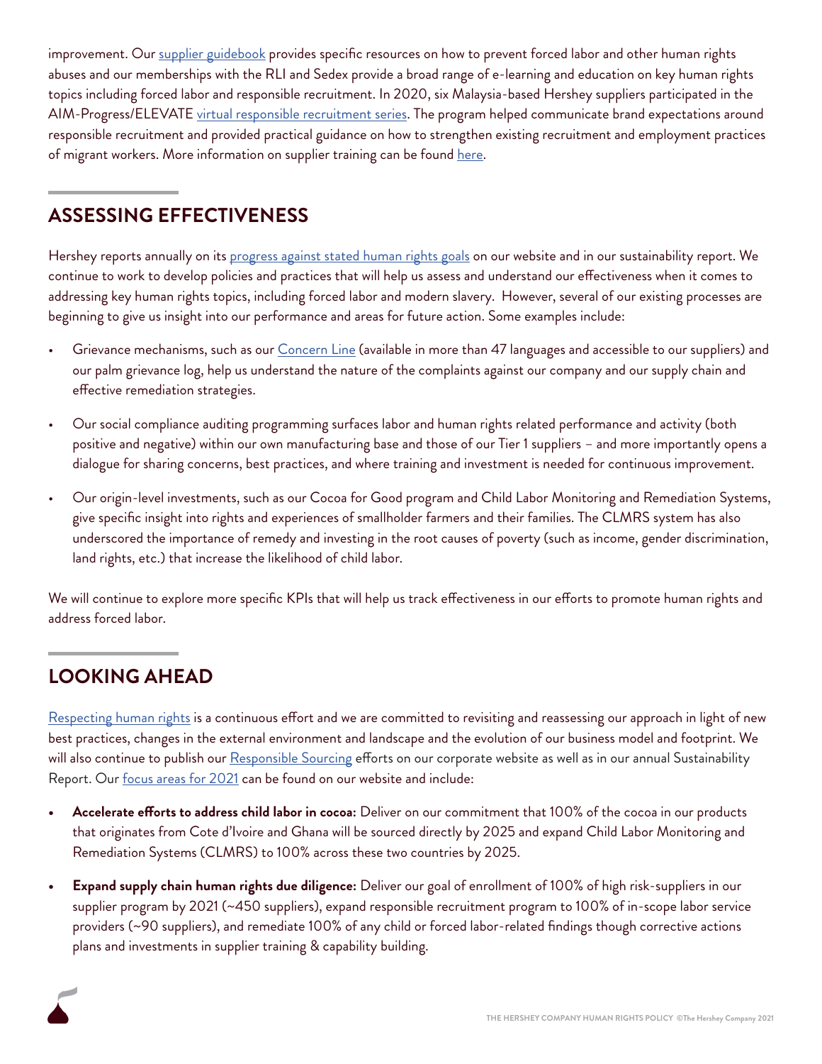improvement. Our supplier guidebook provides specific resources on how to prevent forced labor and other human rights abuses and our memberships with the RLI and Sedex provide a broad range of e-learning and education on key human rights topics including forced labor and responsible recruitment. In 2020, six Malaysia-based Hershey suppliers participated in the AIM-Progress/ELEVATE virtual responsible recruitment series. The program helped communicate brand expectations around responsible recruitment and provided practical guidance on how to strengthen existing recruitment and employment practices of migrant workers. More information on supplier training can be found here.

## ASSESSING EFFECTIVENESS

Hershey reports annually on its progress against stated human rights goals on our website and in our sustainability report. We continue to work to develop policies and practices that will help us assess and understand our effectiveness when it comes to addressing key human rights topics, including forced labor and modern slavery. However, several of our existing processes are beginning to give us insight into our performance and areas for future action. Some examples include:

- Grievance mechanisms, such as our Concern Line (available in more than 47 languages and accessible to our suppliers) and our palm grievance log, help us understand the nature of the complaints against our company and our supply chain and effective remediation strategies.
- Our social compliance auditing programming surfaces labor and human rights related performance and activity (both positive and negative) within our own manufacturing base and those of our Tier 1 suppliers – and more importantly opens a dialogue for sharing concerns, best practices, and where training and investment is needed for continuous improvement.
- Our origin-level investments, such as our Cocoa for Good program and Child Labor Monitoring and Remediation Systems, give specific insight into rights and experiences of smallholder farmers and their families. The CLMRS system has also underscored the importance of remedy and investing in the root causes of poverty (such as income, gender discrimination, land rights, etc.) that increase the likelihood of child labor.

We will continue to explore more specific KPIs that will help us track effectiveness in our efforts to promote human rights and address forced labor.

## LOOKING AHEAD

Respecting human rights is a continuous effort and we are committed to revisiting and reassessing our approach in light of new best practices, changes in the external environment and landscape and the evolution of our business model and footprint. We will also continue to publish our Responsible Sourcing efforts on our corporate website as well as in our annual Sustainability Report. Our focus areas for 2021 can be found on our website and include:

- **Accelerate efforts to address child labor in cocoa:** Deliver on our commitment that 100% of the cocoa in our products that originates from Cote d'Ivoire and Ghana will be sourced directly by 2025 and expand Child Labor Monitoring and Remediation Systems (CLMRS) to 100% across these two countries by 2025.
- **Expand supply chain human rights due diligence:** Deliver our goal of enrollment of 100% of high risk-suppliers in our supplier program by 2021 (~450 suppliers), expand responsible recruitment program to 100% of in-scope labor service providers (~90 suppliers), and remediate 100% of any child or forced labor-related findings though corrective actions plans and investments in supplier training & capability building.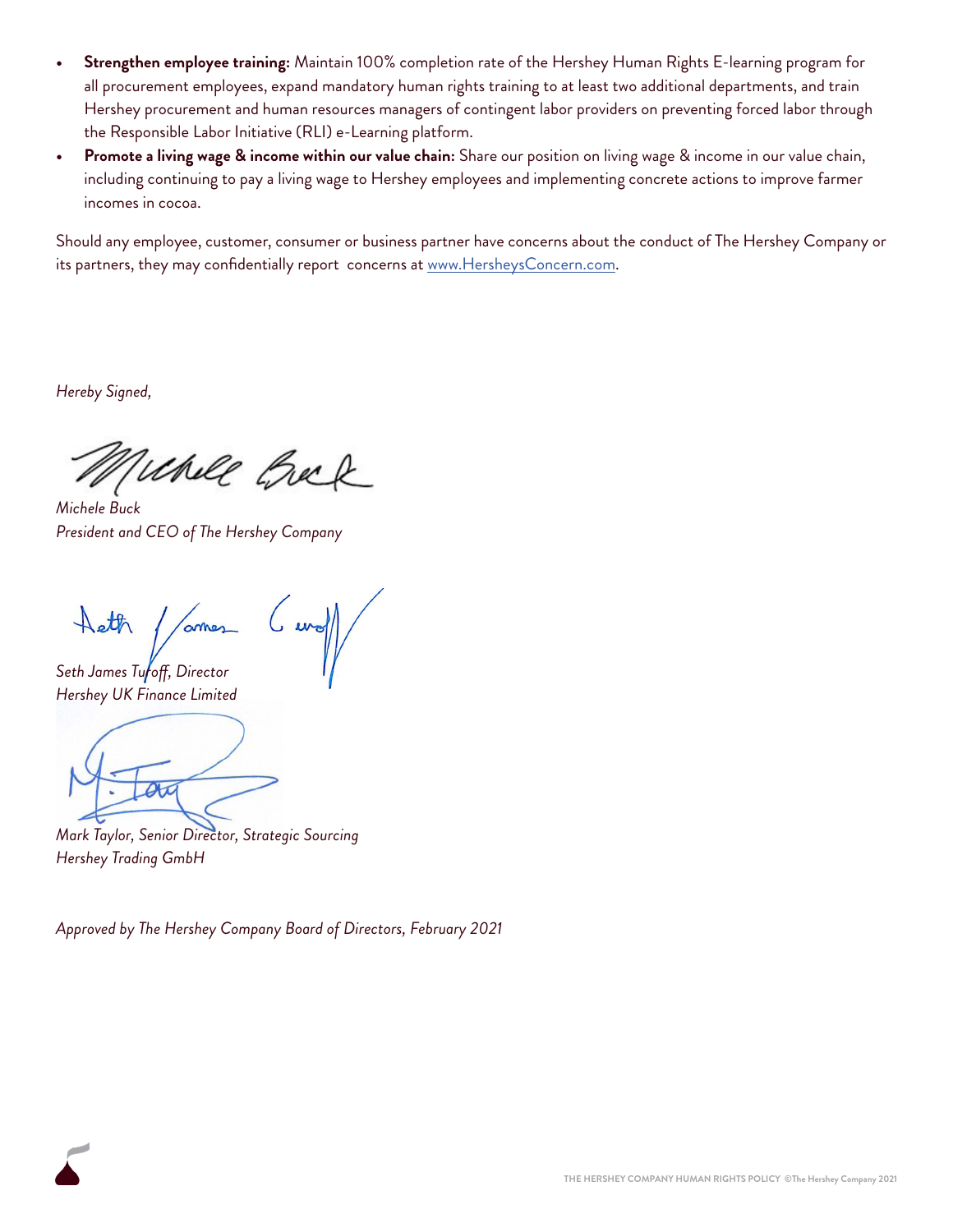- **Strengthen employee training:** Maintain 100% completion rate of the Hershey Human Rights E-learning program for all procurement employees, expand mandatory human rights training to at least two additional departments, and train Hershey procurement and human resources managers of contingent labor providers on preventing forced labor through the Responsible Labor Initiative (RLI) e-Learning platform.
- **Promote a living wage & income within our value chain:** Share our position on living wage & income in our value chain, including continuing to pay a living wage to Hershey employees and implementing concrete actions to improve farmer incomes in cocoa.

Should any employee, customer, consumer or business partner have concerns about the conduct of The Hershey Company or its partners, they may confidentially report concerns at [www.HersheysConcern.com](http://www.HersheysConcern.com).

*Hereby Signed,*

*Michele Buck*
*President and CEO of The Hershey Company*

*Seth James Turoff, Director*
*Hershey UK Finance Limited*

*Mark Taylor, Senior Director, Strategic Sourcing*
*Hershey Trading GmbH*

*Approved by The Hershey Company Board of Directors, February 2021*